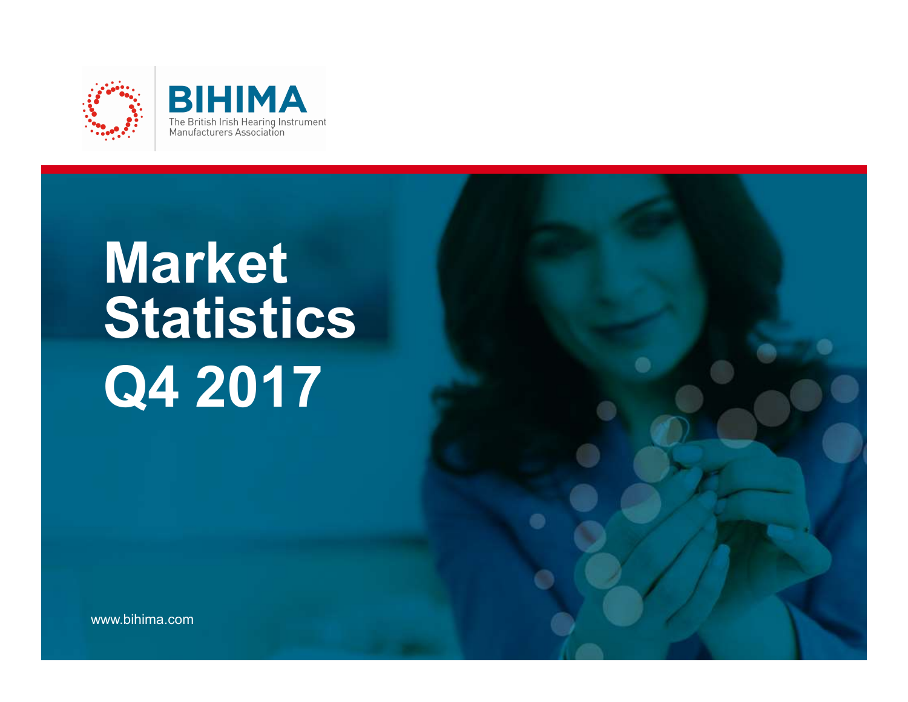BIHIMA

The British Irish Hearing Instrument Manufacturers Association

# Market Statistics Q4 2017

www.bihima.com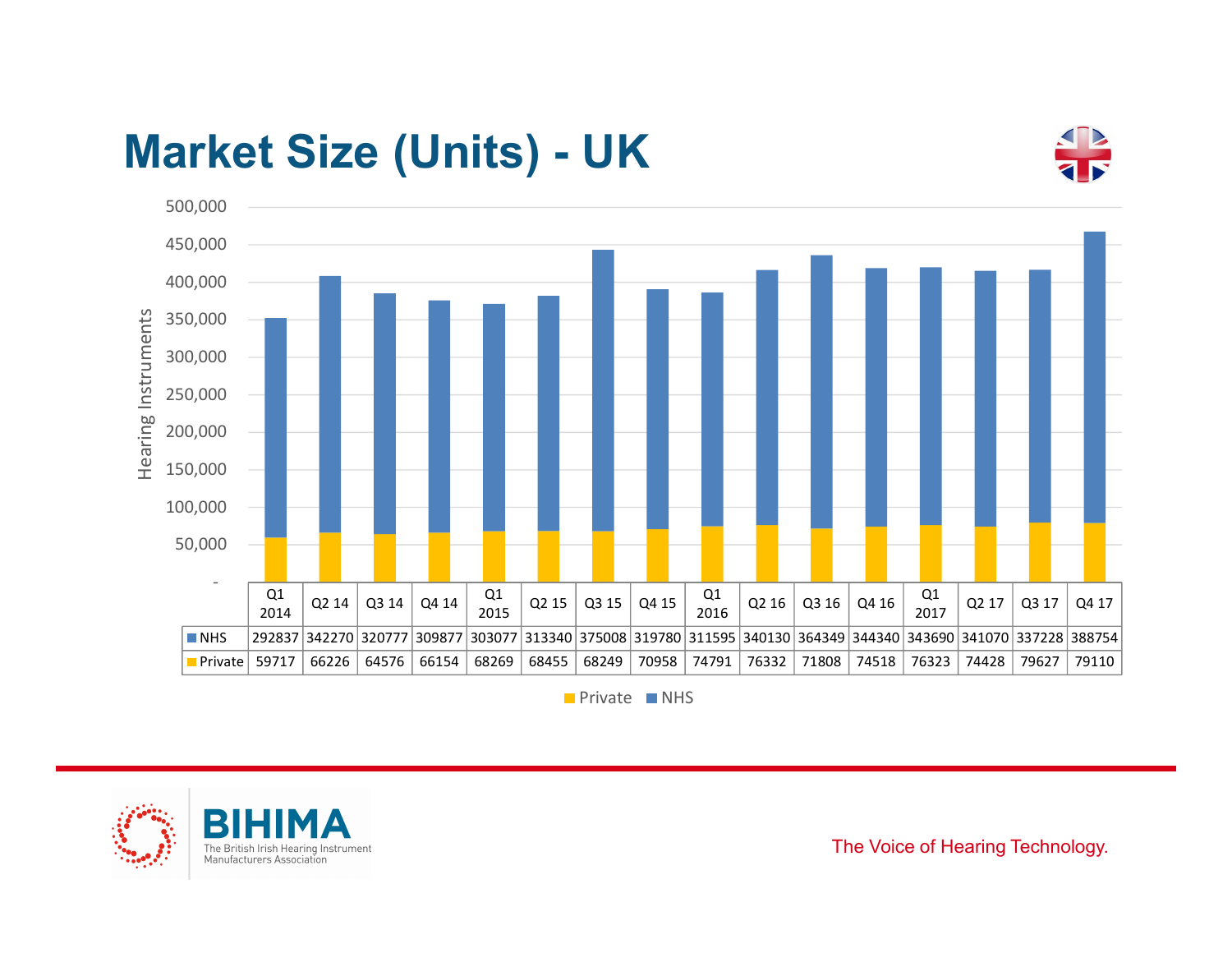# Market Size (Units) - UK

| | Q1 2014 | Q2 14 | Q3 14 | Q4 14 | Q1 2015 | Q2 15 | Q3 15 | Q4 15 | Q1 2016 | Q2 16 | Q3 16 | Q4 16 | Q1 2017 | Q2 17 | Q3 17 | Q4 17 |
|---|---|---|---|---|---|---|---|---|---|---|---|---|---|---|---|---|
| NHS | 292837 | 342270 | 320777 | 309877 | 303077 | 313340 | 375008 | 319780 | 311595 | 340130 | 364349 | 344340 | 343690 | 341070 | 337228 | 388754 |
| Private | 59717 | 66226 | 64576 | 66154 | 68269 | 68455 | 68249 | 70958 | 74791 | 76332 | 71808 | 74518 | 76323 | 74428 | 79627 | 79110 |

BIHIMA – The British Irish Hearing Instrument Manufacturers Association

The Voice of Hearing Technology.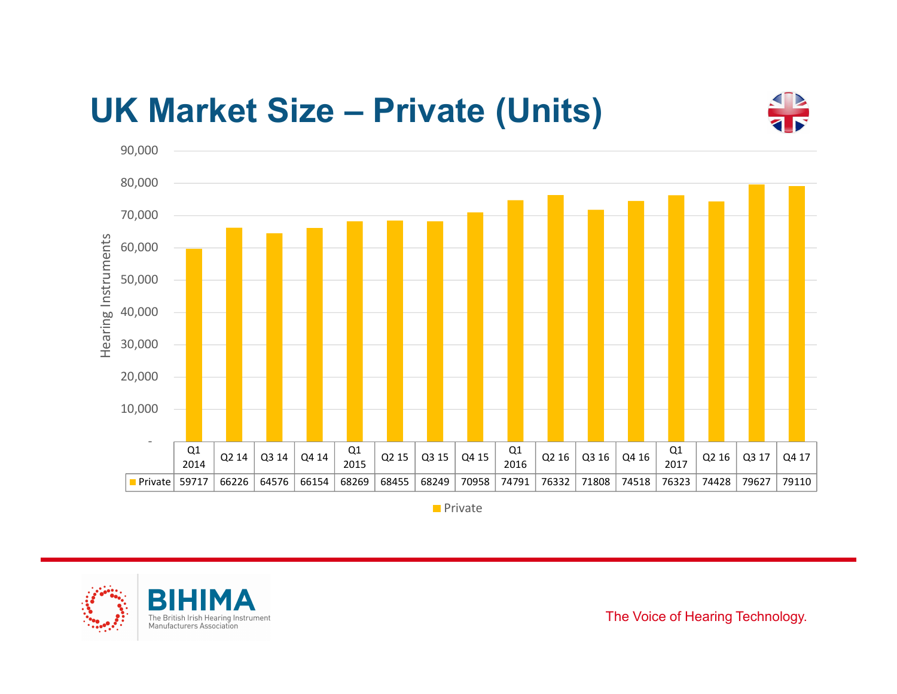# UK Market Size – Private (Units)

| | Q1 2014 | Q2 14 | Q3 14 | Q4 14 | Q1 2015 | Q2 15 | Q3 15 | Q4 15 | Q1 2016 | Q2 16 | Q3 16 | Q4 16 | Q1 2017 | Q2 16 | Q3 17 | Q4 17 |
|---|---|---|---|---|---|---|---|---|---|---|---|---|---|---|---|---|
| Private | 59717 | 66226 | 64576 | 66154 | 68269 | 68455 | 68249 | 70958 | 74791 | 76332 | 71808 | 74518 | 76323 | 74428 | 79627 | 79110 |

BIHIMA – The British Irish Hearing Instrument Manufacturers Association

The Voice of Hearing Technology.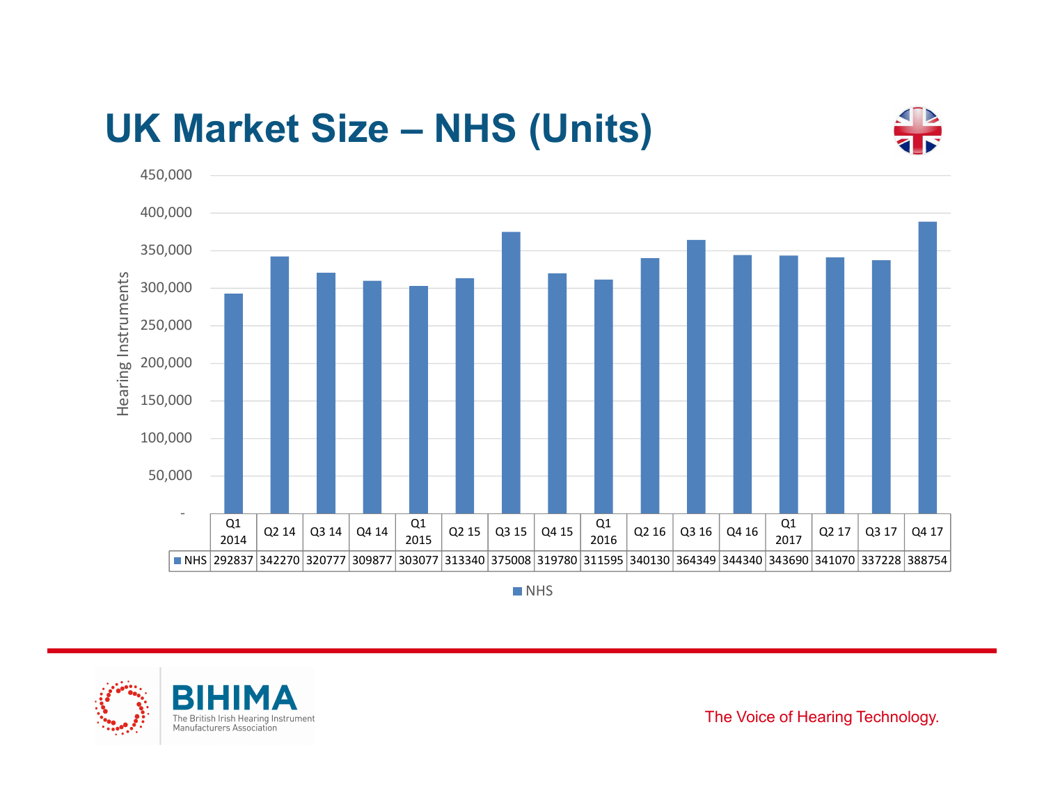# UK Market Size – NHS (Units)

| | Q1 2014 | Q2 14 | Q3 14 | Q4 14 | Q1 2015 | Q2 15 | Q3 15 | Q4 15 | Q1 2016 | Q2 16 | Q3 16 | Q4 16 | Q1 2017 | Q2 17 | Q3 17 | Q4 17 |
|---|---|---|---|---|---|---|---|---|---|---|---|---|---|---|---|---|
| NHS | 292837 | 342270 | 320777 | 309877 | 303077 | 313340 | 375008 | 319780 | 311595 | 340130 | 364349 | 344340 | 343690 | 341070 | 337228 | 388754 |

Hearing Instruments

BIHIMA
The British Irish Hearing Instrument Manufacturers Association

The Voice of Hearing Technology.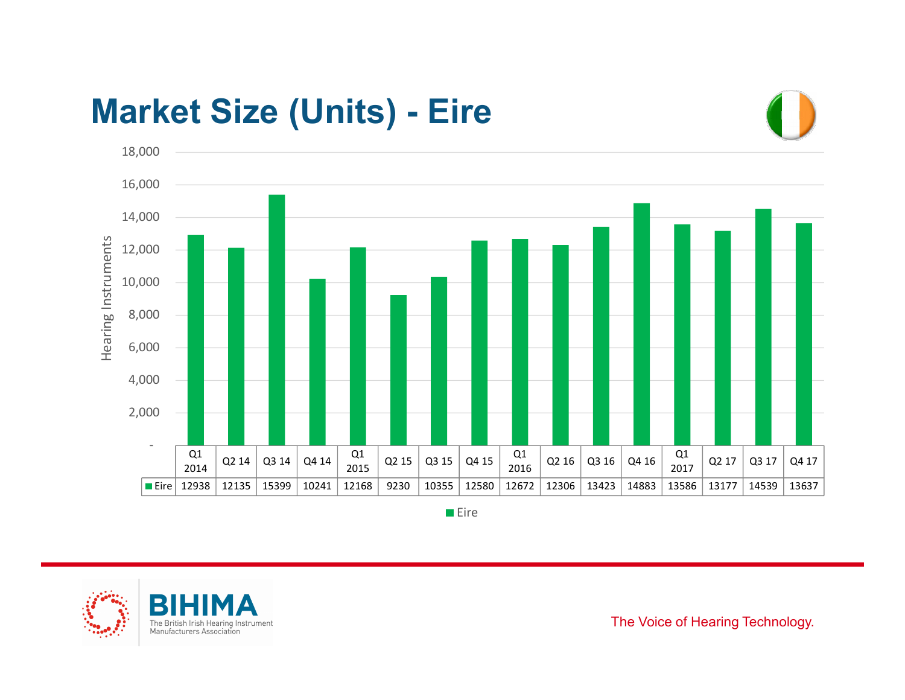# Market Size (Units) - Eire

| | Q1 2014 | Q2 14 | Q3 14 | Q4 14 | Q1 2015 | Q2 15 | Q3 15 | Q4 15 | Q1 2016 | Q2 16 | Q3 16 | Q4 16 | Q1 2017 | Q2 17 | Q3 17 | Q4 17 |
|---|---|---|---|---|---|---|---|---|---|---|---|---|---|---|---|---|
| Eire | 12938 | 12135 | 15399 | 10241 | 12168 | 9230 | 10355 | 12580 | 12672 | 12306 | 13423 | 14883 | 13586 | 13177 | 14539 | 13637 |

BIHIMA – The British Irish Hearing Instrument Manufacturers Association

The Voice of Hearing Technology.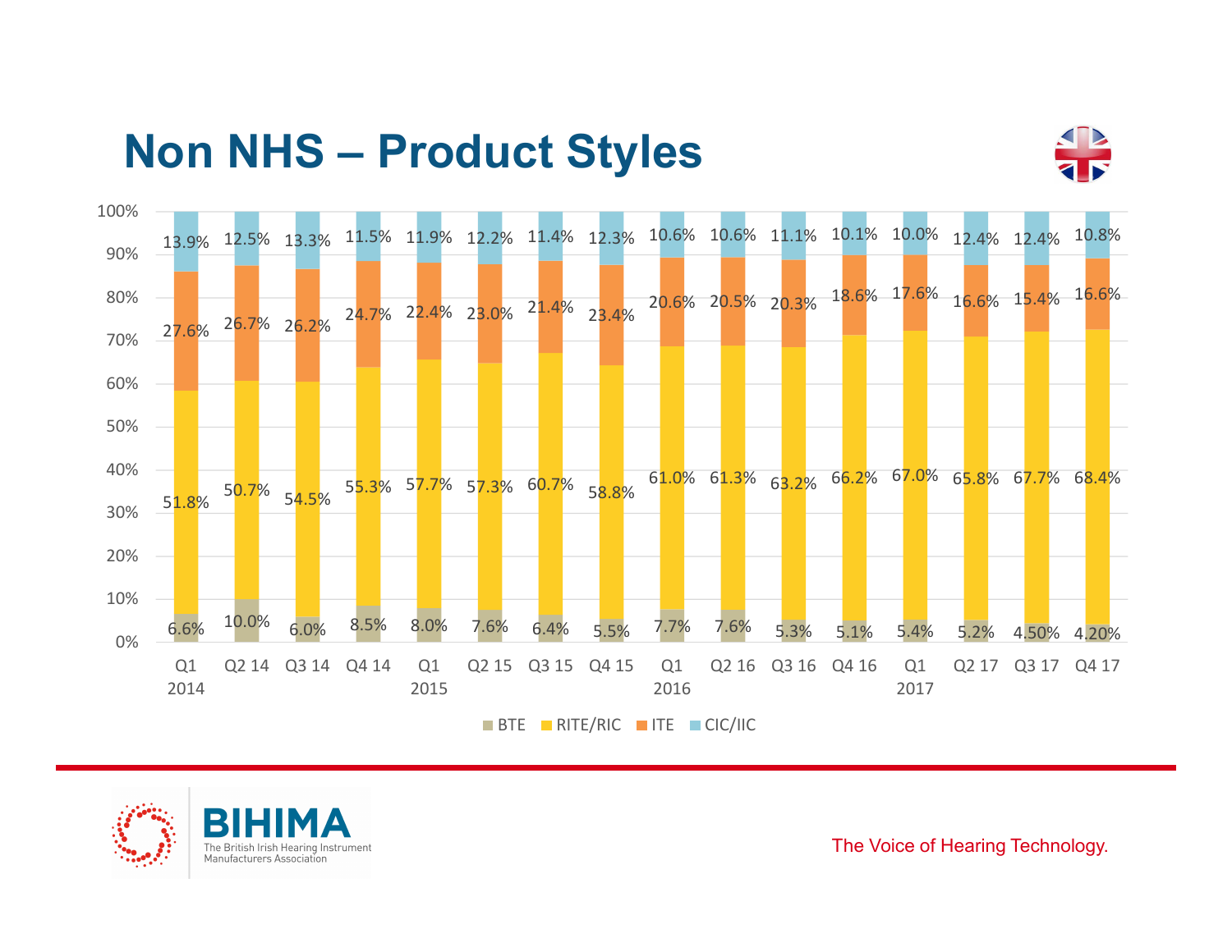# Non NHS – Product Styles

| Quarter | BTE | RITE/RIC | ITE | CIC/IIC |
|---|---|---|---|---|
| Q1 2014 | 6.6% | 51.8% | 27.6% | 13.9% |
| Q2 14 | 10.0% | 50.7% | 26.7% | 12.5% |
| Q3 14 | 6.0% | 54.5% | 26.2% | 13.3% |
| Q4 14 | 8.5% | 55.3% | 24.7% | 11.5% |
| Q1 2015 | 8.0% | 57.7% | 22.4% | 11.9% |
| Q2 15 | 7.6% | 57.3% | 23.0% | 12.2% |
| Q3 15 | 6.4% | 60.7% | 21.4% | 11.4% |
| Q4 15 | 5.5% | 58.8% | 23.4% | 12.3% |
| Q1 2016 | 7.7% | 61.0% | 20.6% | 10.6% |
| Q2 16 | 7.6% | 61.3% | 20.5% | 10.6% |
| Q3 16 | 5.3% | 63.2% | 20.3% | 11.1% |
| Q4 16 | 5.1% | 66.2% | 18.6% | 10.1% |
| Q1 2017 | 5.4% | 67.0% | 17.6% | 10.0% |
| Q2 17 | 5.2% | 65.8% | 16.6% | 12.4% |
| Q3 17 | 4.50% | 67.7% | 15.4% | 12.4% |
| Q4 17 | 4.20% | 68.4% | 16.6% | 10.8% |

BIHIMA — The British Irish Hearing Instrument Manufacturers Association

The Voice of Hearing Technology.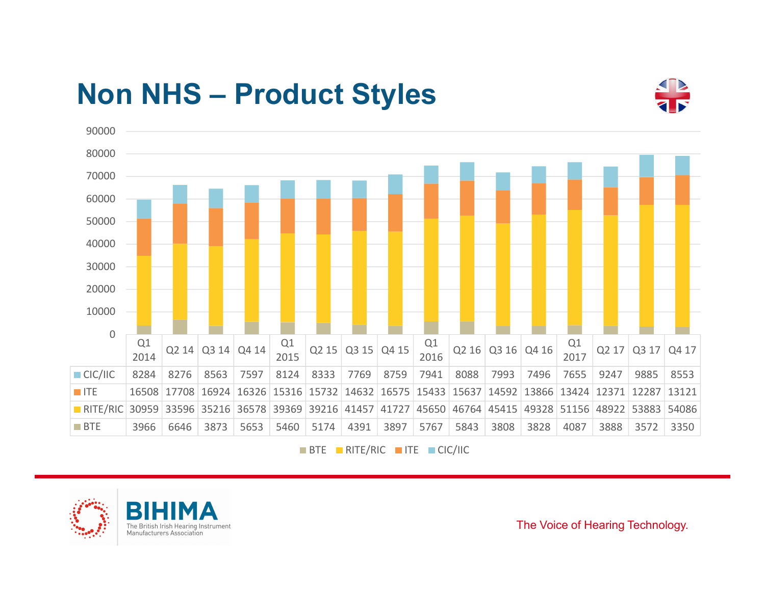# Non NHS – Product Styles

| | Q1 2014 | Q2 14 | Q3 14 | Q4 14 | Q1 2015 | Q2 15 | Q3 15 | Q4 15 | Q1 2016 | Q2 16 | Q3 16 | Q4 16 | Q1 2017 | Q2 17 | Q3 17 | Q4 17 |
|---|---|---|---|---|---|---|---|---|---|---|---|---|---|---|---|---|
| CIC/IIC | 8284 | 8276 | 8563 | 7597 | 8124 | 8333 | 7769 | 8759 | 7941 | 8088 | 7993 | 7496 | 7655 | 9247 | 9885 | 8553 |
| ITE | 16508 | 17708 | 16924 | 16326 | 15316 | 15732 | 14632 | 16575 | 15433 | 15637 | 14592 | 13866 | 13424 | 12371 | 12287 | 13121 |
| RITE/RIC | 30959 | 33596 | 35216 | 36578 | 39369 | 39216 | 41457 | 41727 | 45650 | 46764 | 45415 | 49328 | 51156 | 48922 | 53883 | 54086 |
| BTE | 3966 | 6646 | 3873 | 5653 | 5460 | 5174 | 4391 | 3897 | 5767 | 5843 | 3808 | 3828 | 4087 | 3888 | 3572 | 3350 |

BTE RITE/RIC ITE CIC/IIC

BIHIMA The British Irish Hearing Instrument Manufacturers Association

The Voice of Hearing Technology.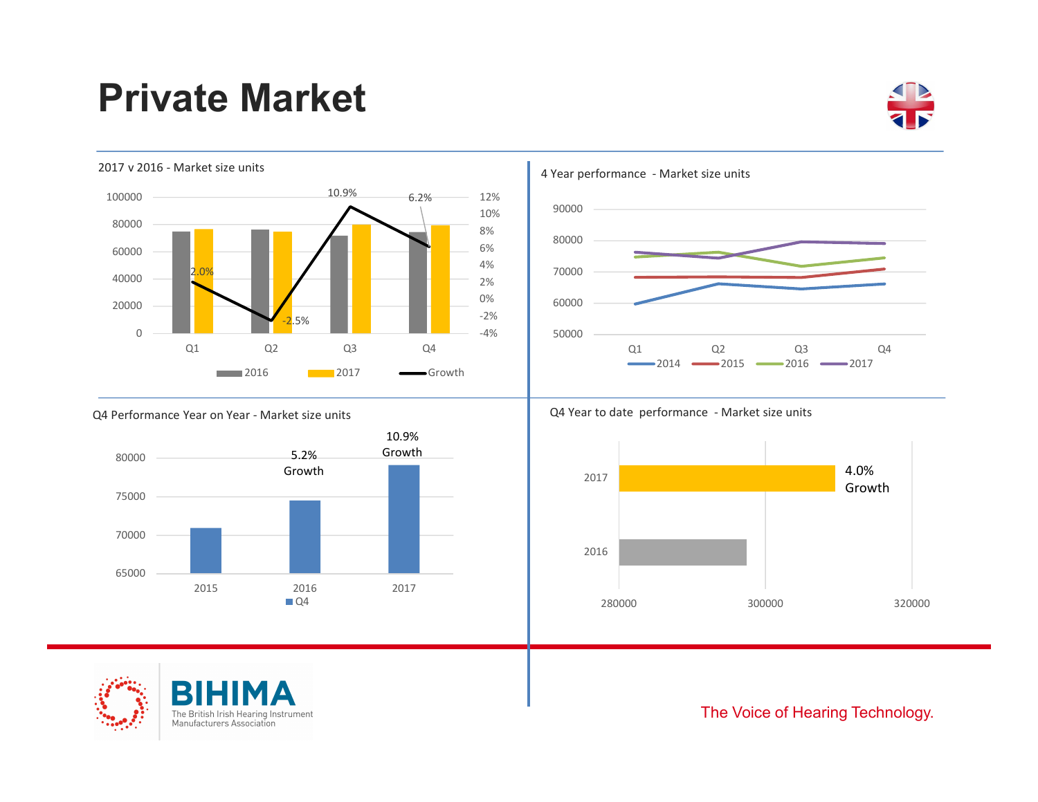# Private Market

2017 v 2016 - Market size units

100000, 80000, 60000, 40000, 20000, 0

12%, 10%, 8%, 6%, 4%, 2%, 0%, -2%, -4%

2.0% | -2.5% | 10.9% | 6.2%

Q1 | Q2 | Q3 | Q4

2016 | 2017 | Growth

4 Year performance - Market size units

90000, 80000, 70000, 60000, 50000

Q1 | Q2 | Q3 | Q4

2014 | 2015 | 2016 | 2017

Q4 Performance Year on Year - Market size units

80000, 75000, 70000, 65000

5.2% Growth | 10.9% Growth

2015 | 2016 | 2017

Q4

Q4 Year to date performance - Market size units

2017 — 4.0% Growth

2016

280000 | 300000 | 320000

BIHIMA

The British Irish Hearing Instrument Manufacturers Association

The Voice of Hearing Technology.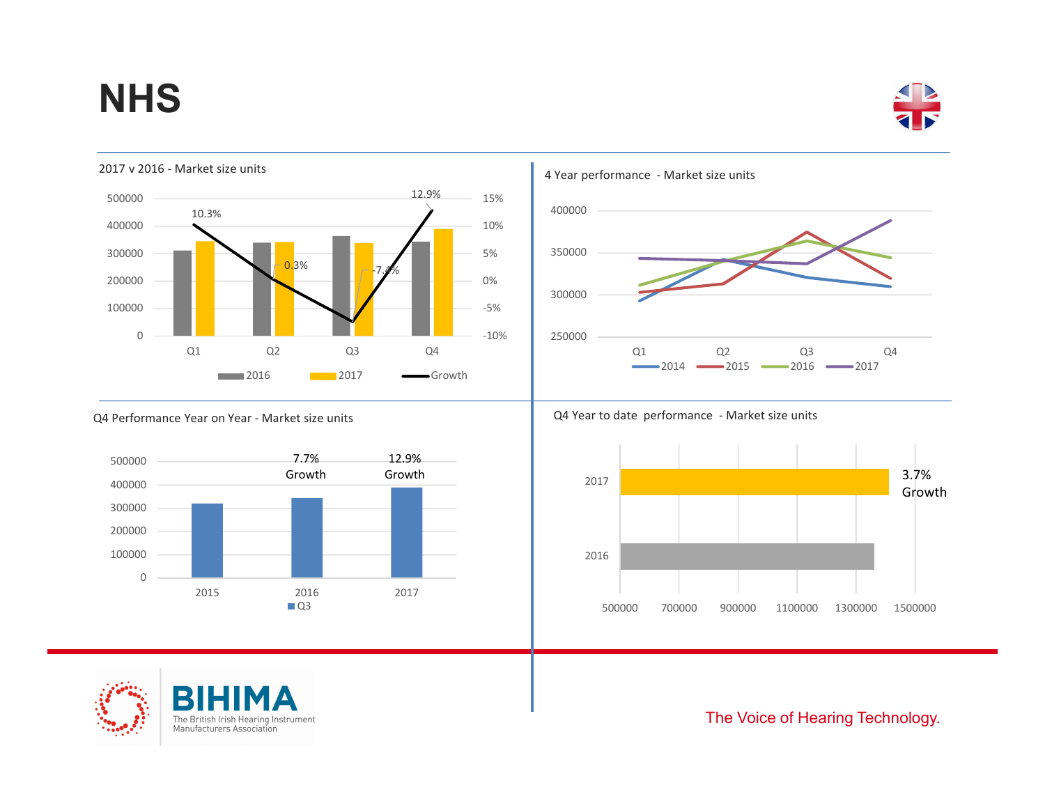# NHS

2017 v 2016 - Market size units

500000
400000
300000
200000
100000
0

15%
10%
5%
0%
-5%
-10%

10.3%
0.3%
-7.4%
12.9%

Q1 Q2 Q3 Q4

2016 2017 Growth

4 Year performance - Market size units

400000
350000
300000
250000

Q1 Q2 Q3 Q4

2014 2015 2016 2017

Q4 Performance Year on Year - Market size units

500000
400000
300000
200000
100000
0

7.7% Growth
12.9% Growth

2015 2016 2017

Q3

Q4 Year to date performance - Market size units

2017
2016

3.7% Growth

500000 700000 900000 1100000 1300000 1500000

BIHIMA
The British Irish Hearing Instrument Manufacturers Association

The Voice of Hearing Technology.